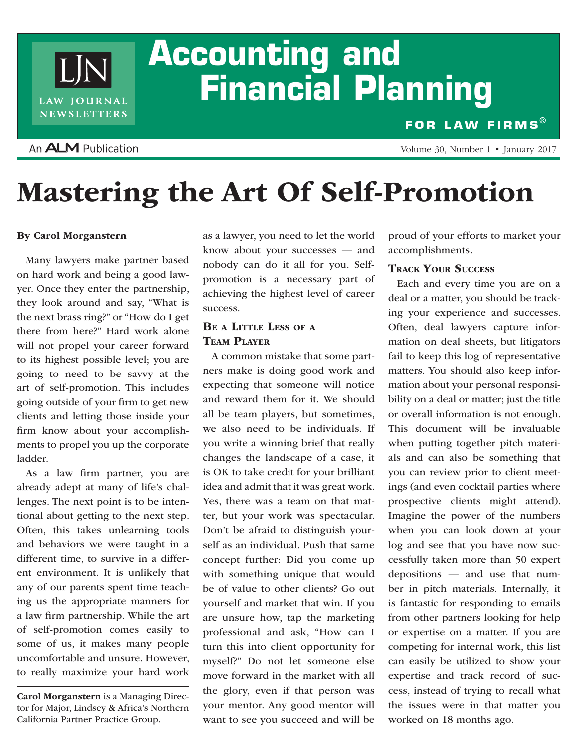# Accounting and Financial Planning FOR LAW FIRMS®

An ALM Publication

# Mastering the Art Of Self-Promotion

**By Carol Morganstern**

Many lawyers make partner based on hard work and being a good lawyer. Once they enter the partnership, they look around and say, "What is the next brass ring?" or "How do I get there from here?" Hard work alone will not propel your career forward to its highest possible level; you are going to need to be savvy at the art of self-promotion. This includes going outside of your firm to get new clients and letting those inside your firm know about your accomplishments to propel you up the corporate ladder.

As a law firm partner, you are already adept at many of life's challenges. The next point is to be intentional about getting to the next step. Often, this takes unlearning tools and behaviors we were taught in a different time, to survive in a different environment. It is unlikely that any of our parents spent time teaching us the appropriate manners for a law firm partnership. While the art of self-promotion comes easily to some of us, it makes many people uncomfortable and unsure. However, to really maximize your hard work as a lawyer, you need to let the world know about your successes — and nobody can do it all for you. Self-promotion is a necessary part of achieving the highest level of career success.

**Carol Morganstern** is a Managing Director for Major, Lindsey & Africa's Northern California Partner Practice Group.

## Be a Little Less of a Team Player

A common mistake that some partners make is doing good work and expecting that someone will notice and reward them for it. We should all be team players, but sometimes, we also need to be individuals. If you write a winning brief that really changes the landscape of a case, it is OK to take credit for your brilliant idea and admit that it was great work. Yes, there was a team on that matter, but your work was spectacular. Don't be afraid to distinguish yourself as an individual. Push that same concept further: Did you come up with something unique that would be of value to other clients? Go out yourself and market that win. If you are unsure how, tap the marketing professional and ask, "How can I turn this into client opportunity for myself?" Do not let someone else move forward in the market with all the glory, even if that person was your mentor. Any good mentor will want to see you succeed and will be proud of your efforts to market your accomplishments.

## Track Your Success

Each and every time you are on a deal or a matter, you should be tracking your experience and successes. Often, deal lawyers capture information on deal sheets, but litigators fail to keep this log of representative matters. You should also keep information about your personal responsibility on a deal or matter; just the title or overall information is not enough. This document will be invaluable when putting together pitch materials and can also be something that you can review prior to client meetings (and even cocktail parties where prospective clients might attend). Imagine the power of the numbers when you can look down at your log and see that you have now successfully taken more than 50 expert depositions — and use that number in pitch materials. Internally, it is fantastic for responding to emails from other partners looking for help or expertise on a matter. If you are competing for internal work, this list can easily be utilized to show your expertise and track record of success, instead of trying to recall what the issues were in that matter you worked on 18 months ago.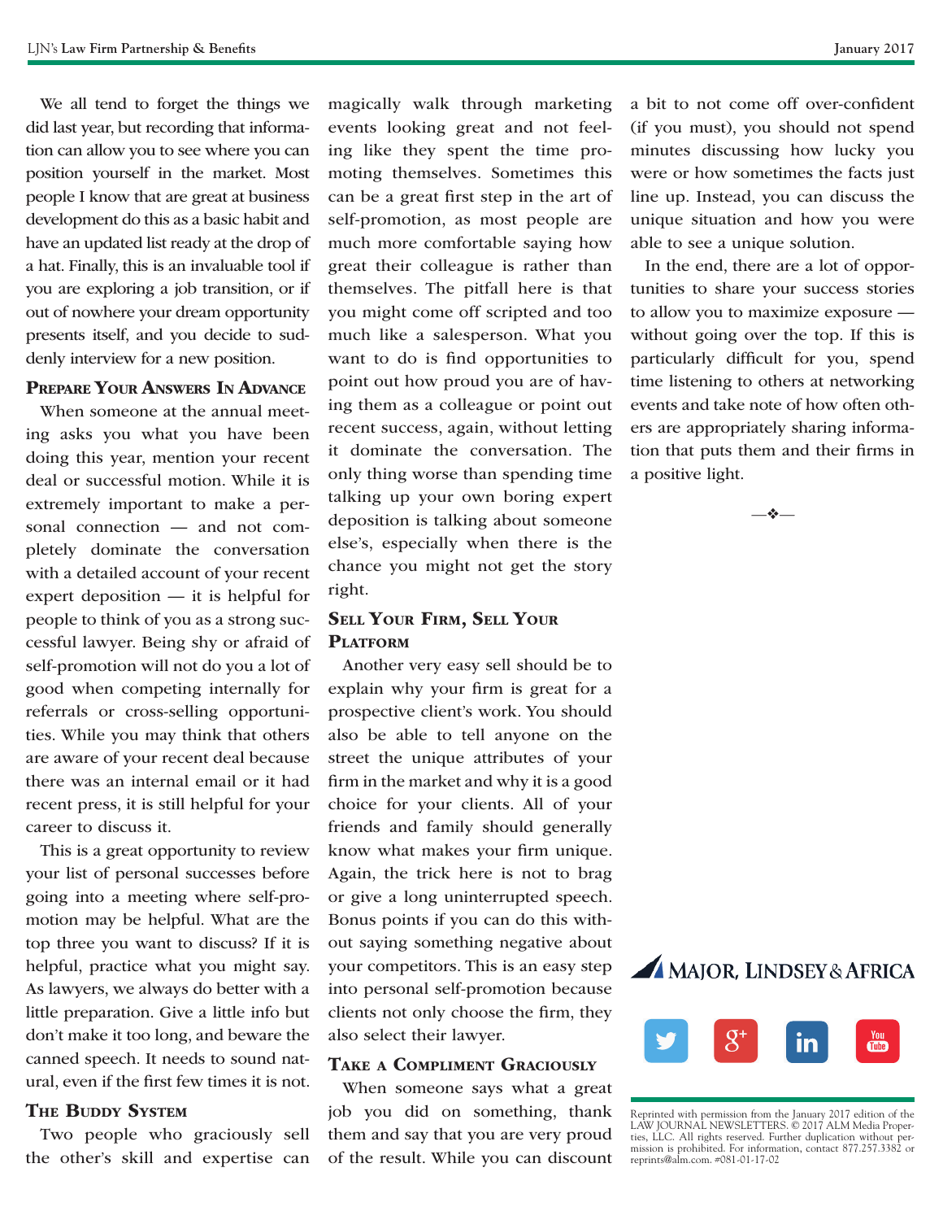We all tend to forget the things we did last year, but recording that information can allow you to see where you can position yourself in the market. Most people I know that are great at business development do this as a basic habit and have an updated list ready at the drop of a hat. Finally, this is an invaluable tool if you are exploring a job transition, or if out of nowhere your dream opportunity presents itself, and you decide to suddenly interview for a new position.

## Prepare Your Answers In Advance

When someone at the annual meeting asks you what you have been doing this year, mention your recent deal or successful motion. While it is extremely important to make a personal connection — and not completely dominate the conversation with a detailed account of your recent expert deposition — it is helpful for people to think of you as a strong successful lawyer. Being shy or afraid of self-promotion will not do you a lot of good when competing internally for referrals or cross-selling opportunities. While you may think that others are aware of your recent deal because there was an internal email or it had recent press, it is still helpful for your career to discuss it.

This is a great opportunity to review your list of personal successes before going into a meeting where self-promotion may be helpful. What are the top three you want to discuss? If it is helpful, practice what you might say. As lawyers, we always do better with a little preparation. Give a little info but don't make it too long, and beware the canned speech. It needs to sound natural, even if the first few times it is not.

## The Buddy System

Two people who graciously sell the other's skill and expertise can magically walk through marketing events looking great and not feeling like they spent the time promoting themselves. Sometimes this can be a great first step in the art of self-promotion, as most people are much more comfortable saying how great their colleague is rather than themselves. The pitfall here is that you might come off scripted and too much like a salesperson. What you want to do is find opportunities to point out how proud you are of having them as a colleague or point out recent success, again, without letting it dominate the conversation. The only thing worse than spending time talking up your own boring expert deposition is talking about someone else's, especially when there is the chance you might not get the story right.

## Sell Your Firm, Sell Your Platform

Another very easy sell should be to explain why your firm is great for a prospective client's work. You should also be able to tell anyone on the street the unique attributes of your firm in the market and why it is a good choice for your clients. All of your friends and family should generally know what makes your firm unique. Again, the trick here is not to brag or give a long uninterrupted speech. Bonus points if you can do this without saying something negative about your competitors. This is an easy step into personal self-promotion because clients not only choose the firm, they also select their lawyer.

## Take a Compliment Graciously

When someone says what a great job you did on something, thank them and say that you are very proud of the result. While you can discount a bit to not come off over-confident (if you must), you should not spend minutes discussing how lucky you were or how sometimes the facts just line up. Instead, you can discuss the unique situation and how you were able to see a unique solution.

In the end, there are a lot of opportunities to share your success stories to allow you to maximize exposure — without going over the top. If this is particularly difficult for you, spend time listening to others at networking events and take note of how often others are appropriately sharing information that puts them and their firms in a positive light.

—❖—

MAJOR, LINDSEY & AFRICA

Reprinted with permission from the January 2017 edition of the LAW JOURNAL NEWSLETTERS. © 2017 ALM Media Properties, LLC. All rights reserved. Further duplication without permission is prohibited. For information, contact 877.257.3382 or reprints@alm.com. #081-01-17-02